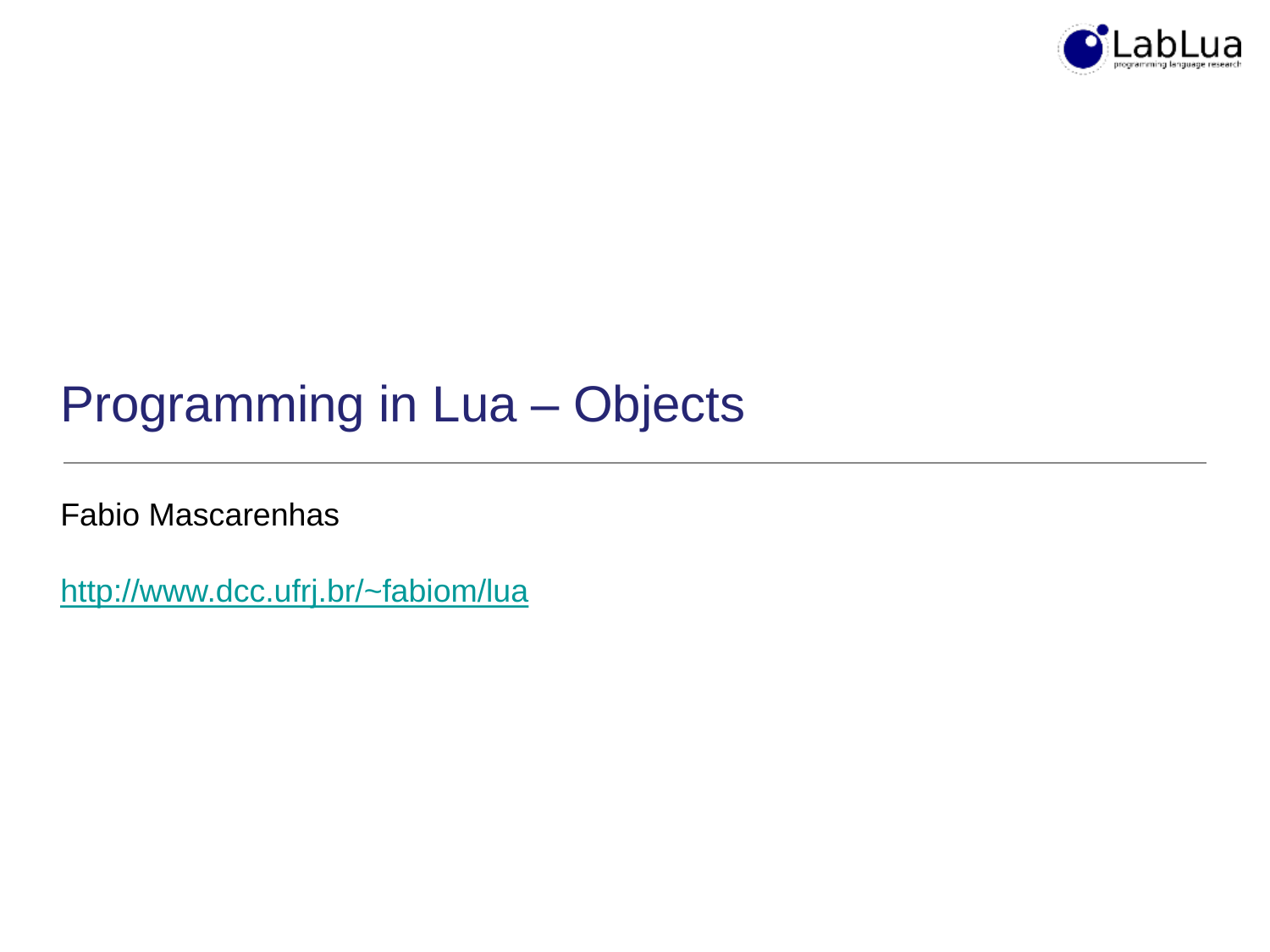# Programming in Lua – Objects

Fabio Mascarenhas

http://www.dcc.ufrj.br/~fabiom/lua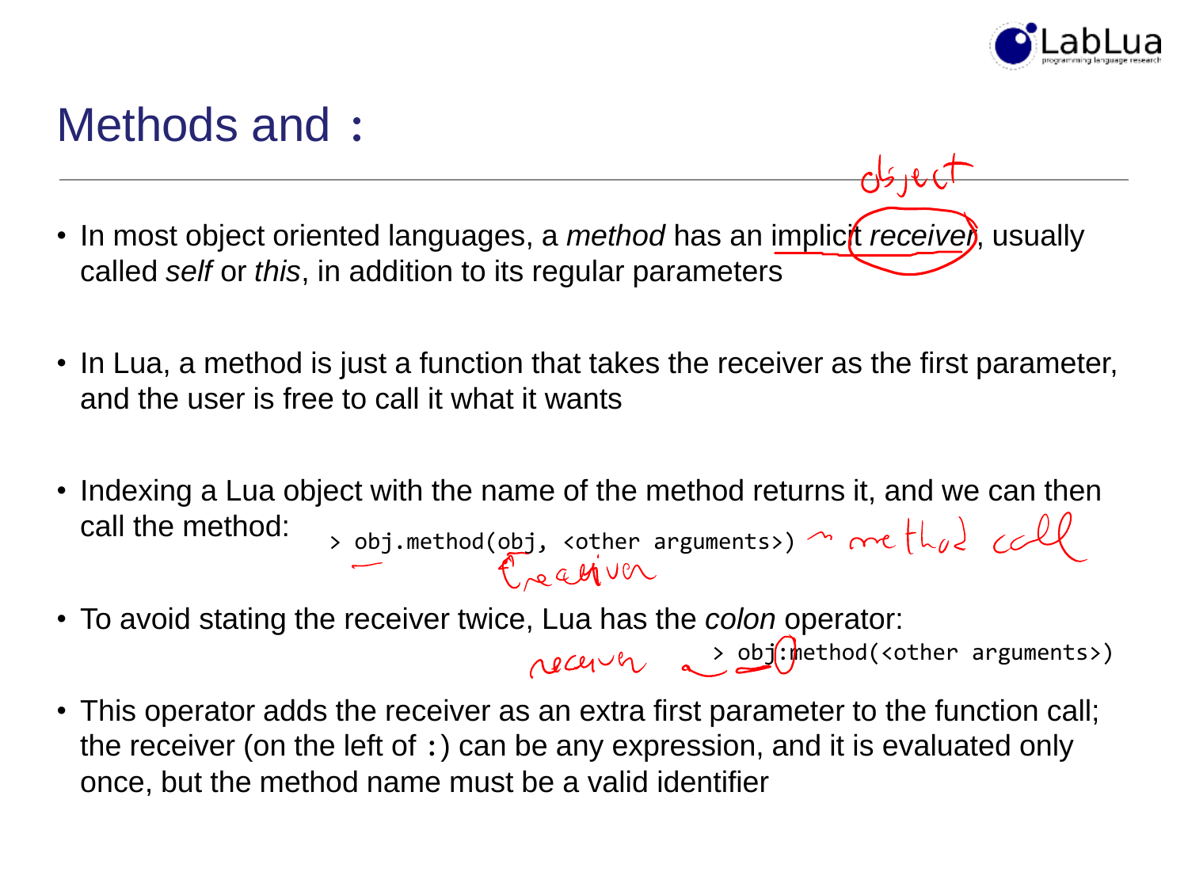# Methods and :

- In most object oriented languages, a *method* has an implicit *receiver*, usually called *self* or *this*, in addition to its regular parameters

- In Lua, a method is just a function that takes the receiver as the first parameter, and the user is free to call it what it wants

- Indexing a Lua object with the name of the method returns it, and we can then call the method:

```
> obj.method(obj, <other arguments>)
```

- To avoid stating the receiver twice, Lua has the *colon* operator:

```
> obj:method(<other arguments>)
```

- This operator adds the receiver as an extra first parameter to the function call; the receiver (on the left of `:`) can be any expression, and it is evaluated only once, but the method name must be a valid identifier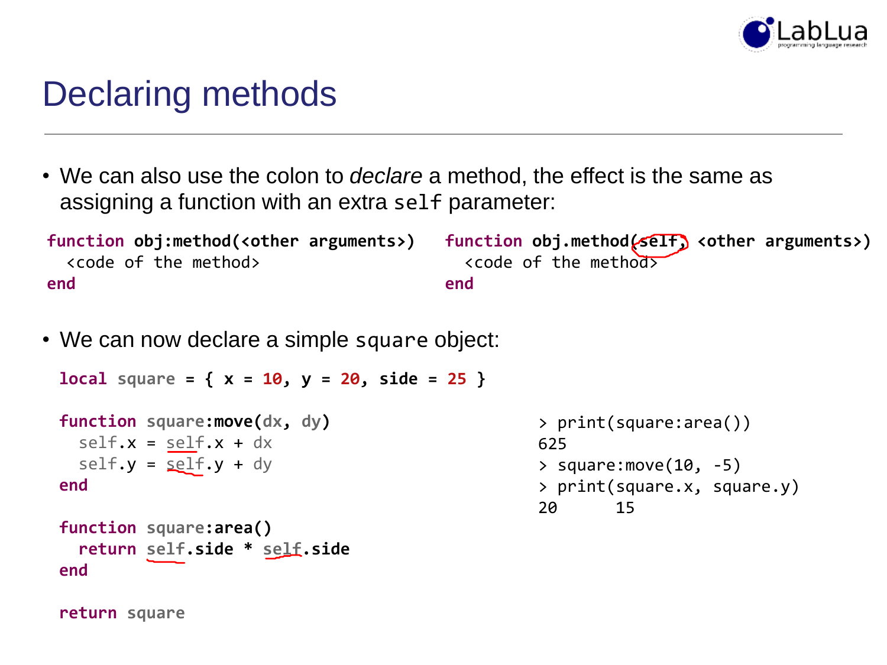# Declaring methods

- We can also use the colon to *declare* a method, the effect is the same as assigning a function with an extra `self` parameter:

```
function obj:method(<other arguments>)
  <code of the method>
end
```

```
function obj.method(self, <other arguments>)
  <code of the method>
end
```

- We can now declare a simple `square` object:

```
local square = { x = 10, y = 20, side = 25 }

function square:move(dx, dy)
  self.x = self.x + dx
  self.y = self.y + dy
end

function square:area()
  return self.side * self.side
end

return square
```

```
> print(square:area())
625
> square:move(10, -5)
> print(square.x, square.y)
20      15
```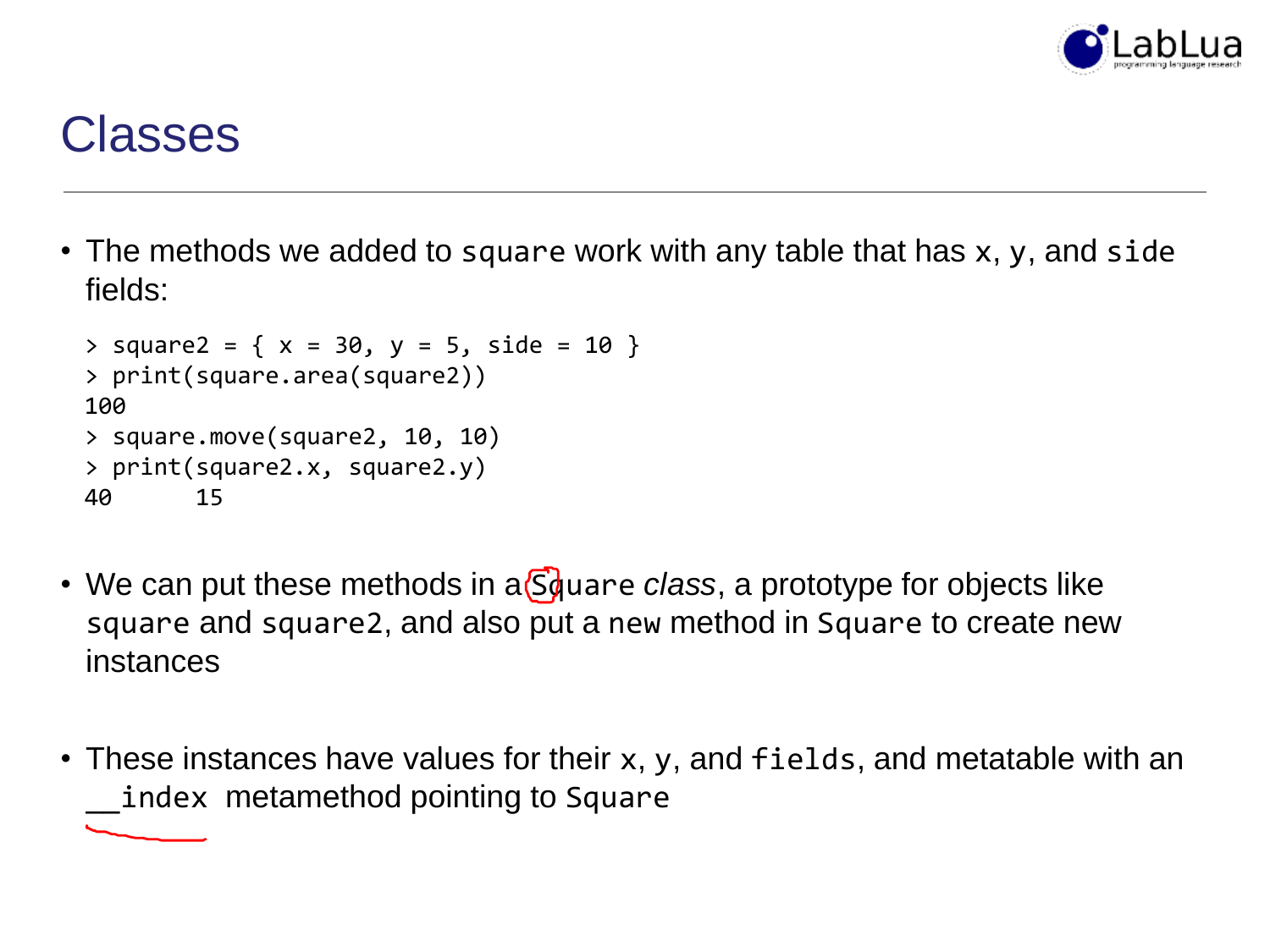# Classes

- The methods we added to `square` work with any table that has `x`, `y`, and `side` fields:

```
> square2 = { x = 30, y = 5, side = 10 }
> print(square.area(square2))
100
> square.move(square2, 10, 10)
> print(square2.x, square2.y)
40      15
```

- We can put these methods in a `Square` *class*, a prototype for objects like `square` and `square2`, and also put a `new` method in `Square` to create new instances

- These instances have values for their `x`, `y`, and `fields`, and metatable with an `__index` metamethod pointing to `Square`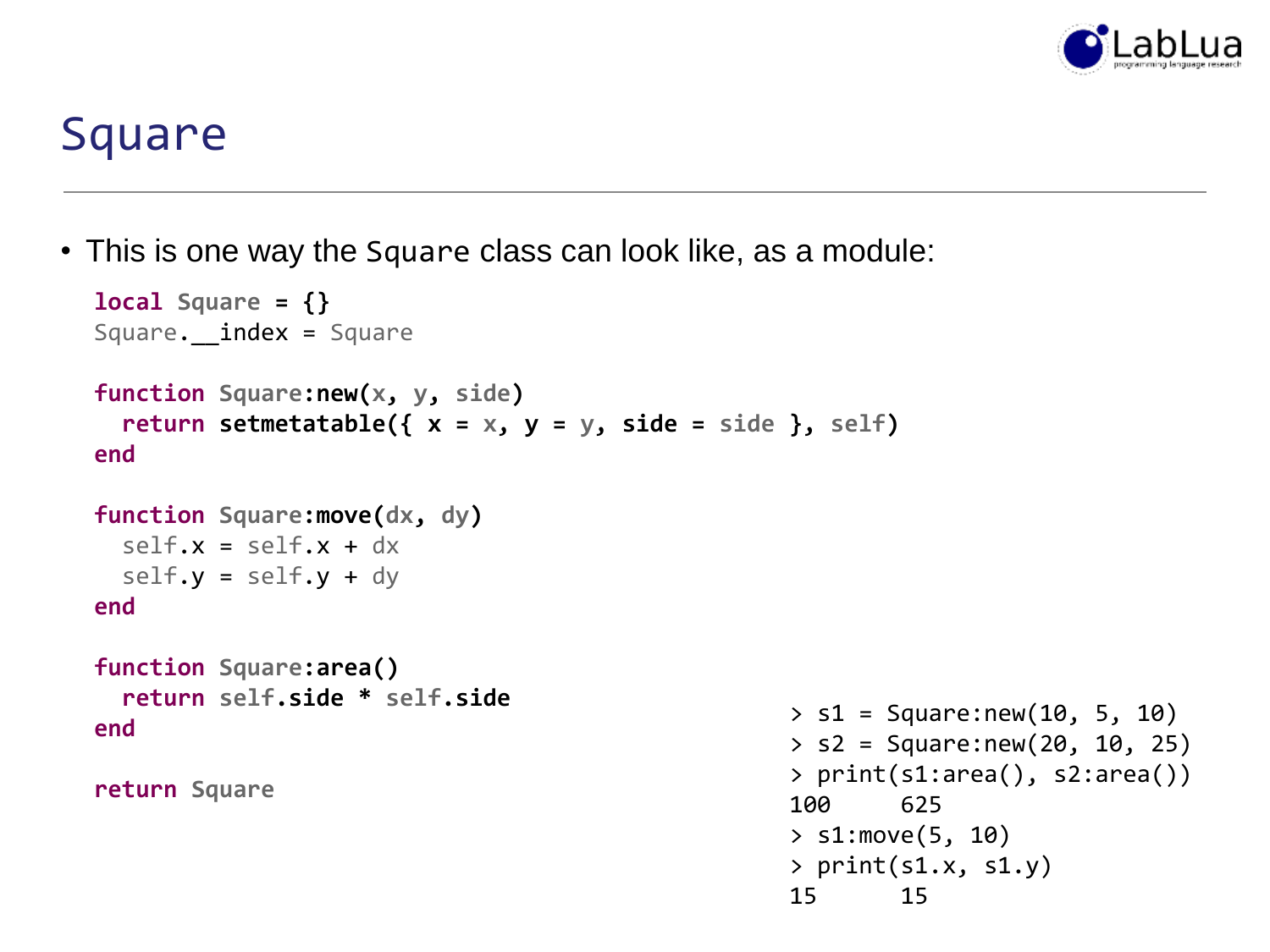# Square

- This is one way the `Square` class can look like, as a module:

```lua
local Square = {}
Square.__index = Square

function Square:new(x, y, side)
  return setmetatable({ x = x, y = y, side = side }, self)
end

function Square:move(dx, dy)
  self.x = self.x + dx
  self.y = self.y + dy
end

function Square:area()
  return self.side * self.side
end

return Square
```

```
> s1 = Square:new(10, 5, 10)
> s2 = Square:new(20, 10, 25)
> print(s1:area(), s2:area())
100     625
> s1:move(5, 10)
> print(s1.x, s1.y)
15      15
```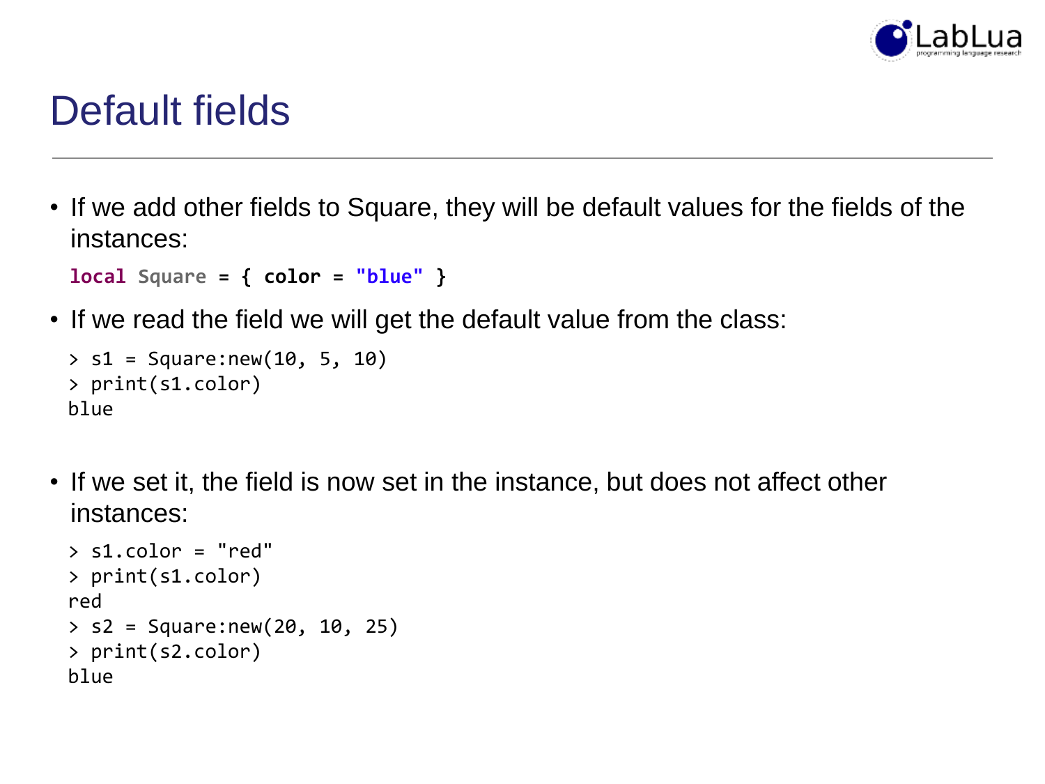# Default fields

- If we add other fields to Square, they will be default values for the fields of the instances:

```lua
local Square = { color = "blue" }
```

- If we read the field we will get the default value from the class:

```
> s1 = Square:new(10, 5, 10)
> print(s1.color)
blue
```

- If we set it, the field is now set in the instance, but does not affect other instances:

```
> s1.color = "red"
> print(s1.color)
red
> s2 = Square:new(20, 10, 25)
> print(s2.color)
blue
```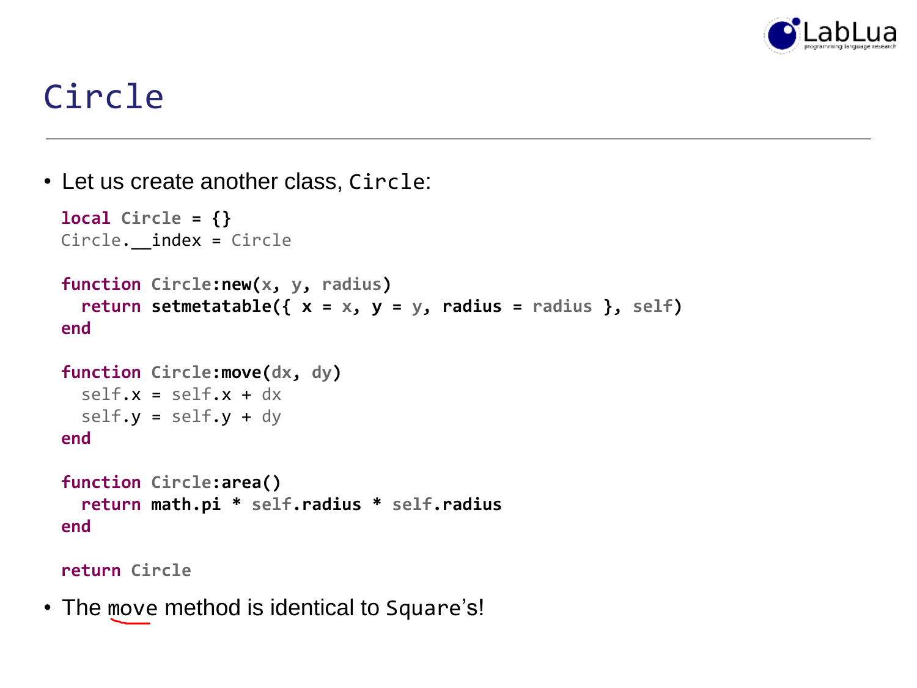# Circle

- Let us create another class, `Circle`:

```
local Circle = {}
Circle.__index = Circle

function Circle:new(x, y, radius)
  return setmetatable({ x = x, y = y, radius = radius }, self)
end

function Circle:move(dx, dy)
  self.x = self.x + dx
  self.y = self.y + dy
end

function Circle:area()
  return math.pi * self.radius * self.radius
end

return Circle
```

- The `move` method is identical to `Square`'s!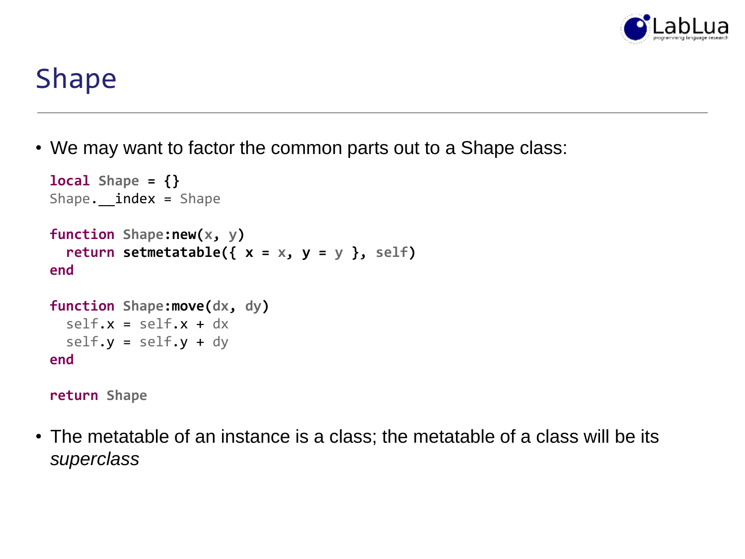# Shape

- We may want to factor the common parts out to a Shape class:

```
local Shape = {}
Shape.__index = Shape

function Shape:new(x, y)
  return setmetatable({ x = x, y = y }, self)
end

function Shape:move(dx, dy)
  self.x = self.x + dx
  self.y = self.y + dy
end

return Shape
```

- The metatable of an instance is a class; the metatable of a class will be its *superclass*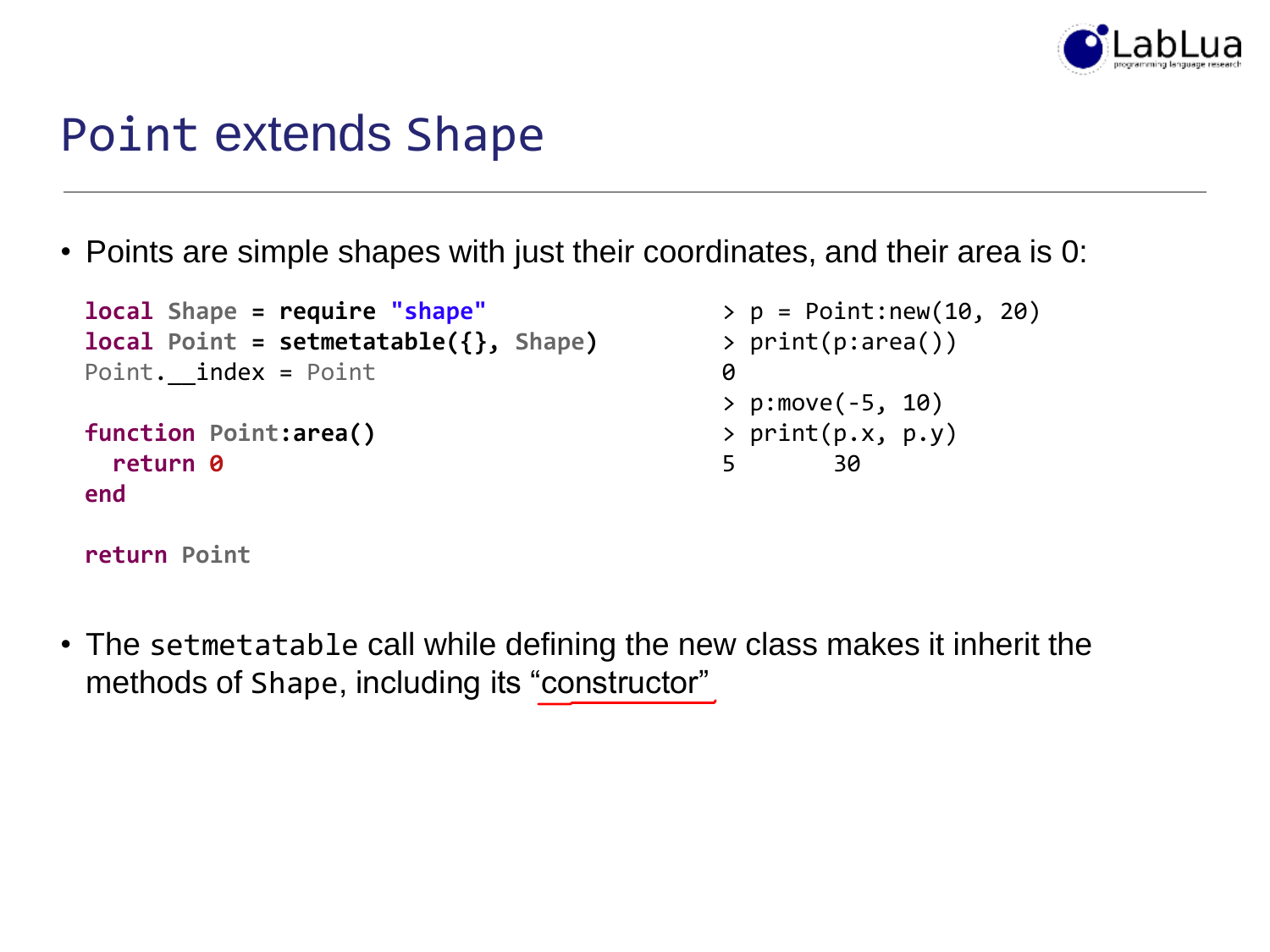# Point extends Shape

- Points are simple shapes with just their coordinates, and their area is 0:

```lua
local Shape = require "shape"
local Point = setmetatable({}, Shape)
Point.__index = Point

function Point:area()
  return 0
end

return Point
```

```
> p = Point:new(10, 20)
> print(p:area())
0
> p:move(-5, 10)
> print(p.x, p.y)
5       30
```

- The `setmetatable` call while defining the new class makes it inherit the methods of `Shape`, including its “constructor”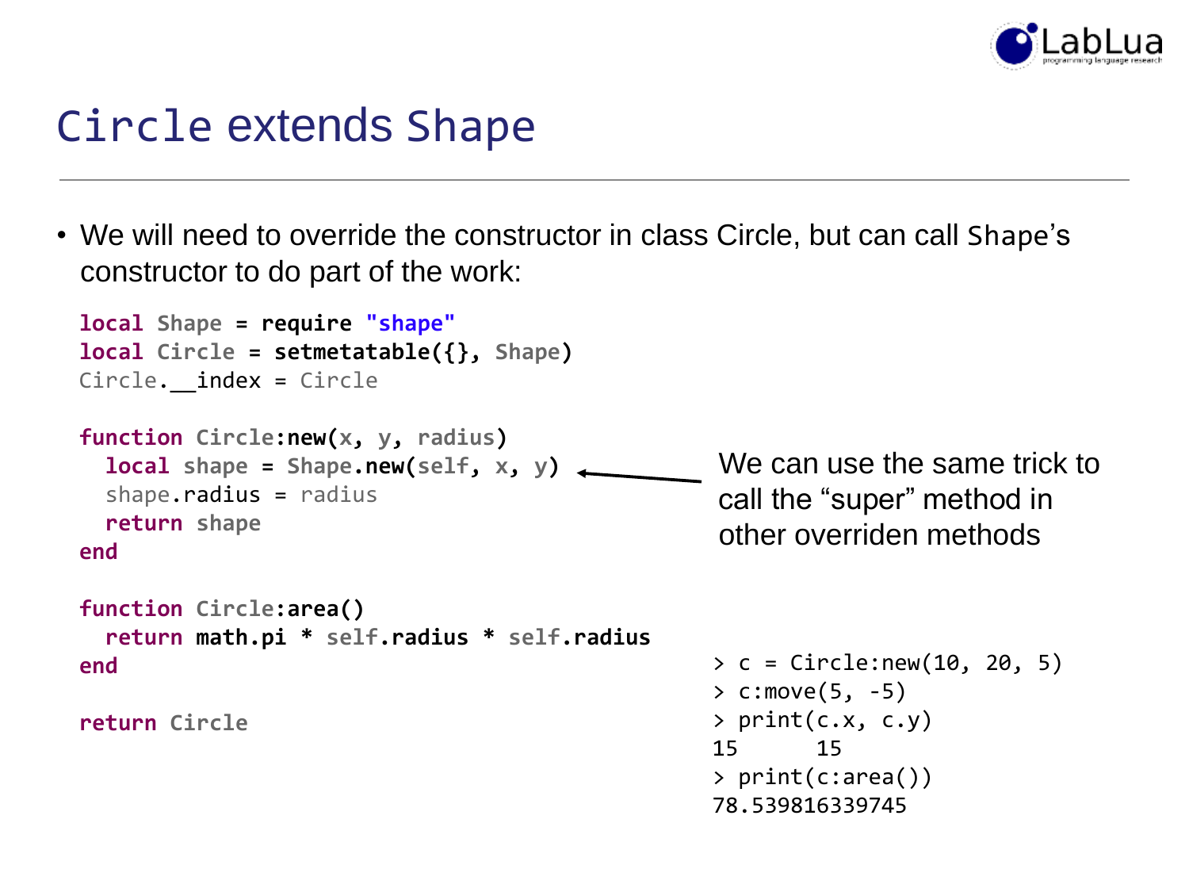# Circle extends Shape

- We will need to override the constructor in class Circle, but can call Shape's constructor to do part of the work:

```
local Shape = require "shape"
local Circle = setmetatable({}, Shape)
Circle.__index = Circle

function Circle:new(x, y, radius)
  local shape = Shape.new(self, x, y)
  shape.radius = radius
  return shape
end

function Circle:area()
  return math.pi * self.radius * self.radius
end

return Circle
```

We can use the same trick to call the "super" method in other overriden methods

```
> c = Circle:new(10, 20, 5)
> c:move(5, -5)
> print(c.x, c.y)
15      15
> print(c:area())
78.539816339745
```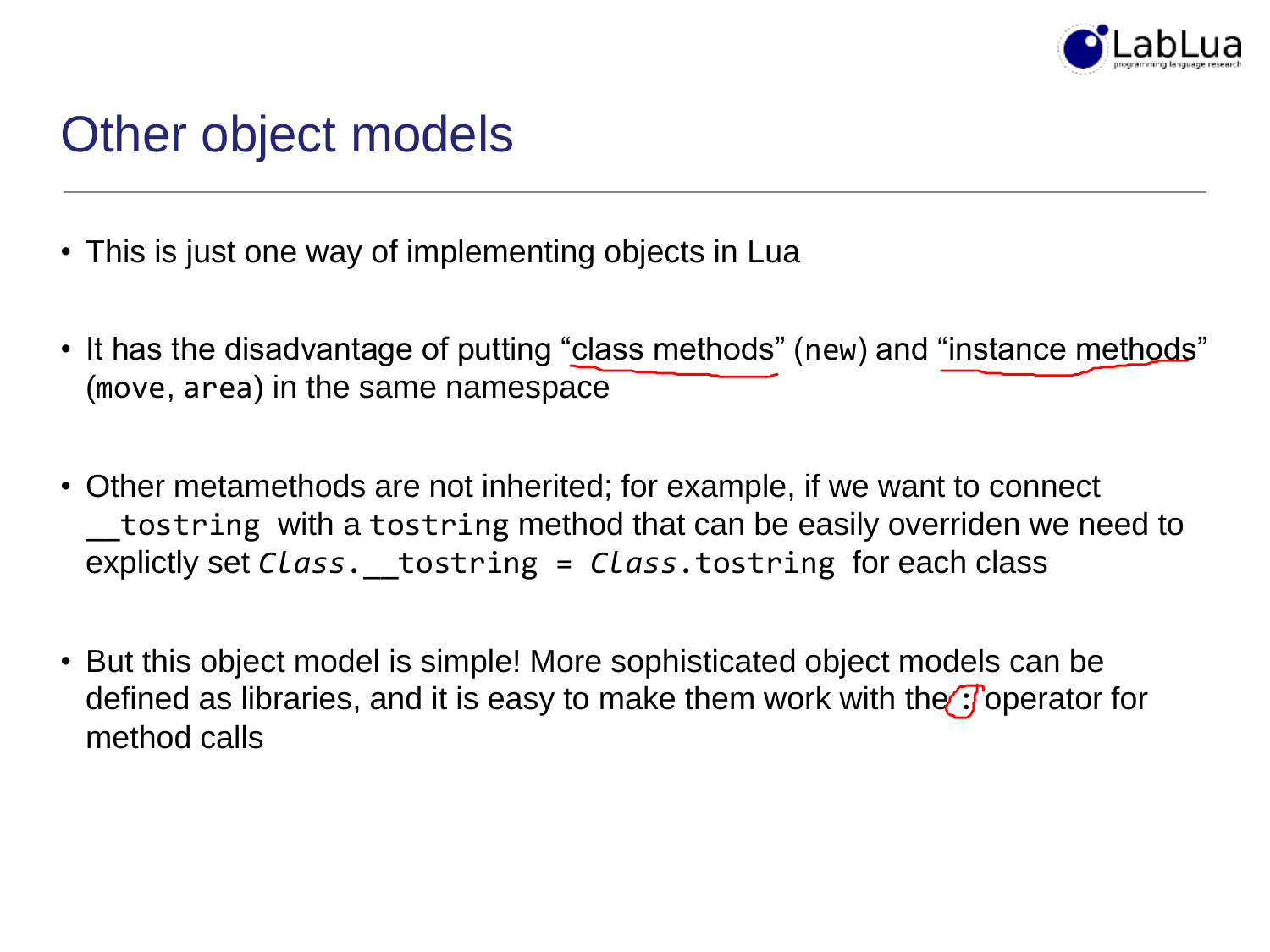# Other object models

- This is just one way of implementing objects in Lua
- It has the disadvantage of putting "class methods" (`new`) and "instance methods" (`move`, `area`) in the same namespace
- Other metamethods are not inherited; for example, if we want to connect `__tostring` with a `tostring` method that can be easily overriden we need to explictly set `Class.__tostring = Class.tostring` for each class
- But this object model is simple! More sophisticated object models can be defined as libraries, and it is easy to make them work with the `:` operator for method calls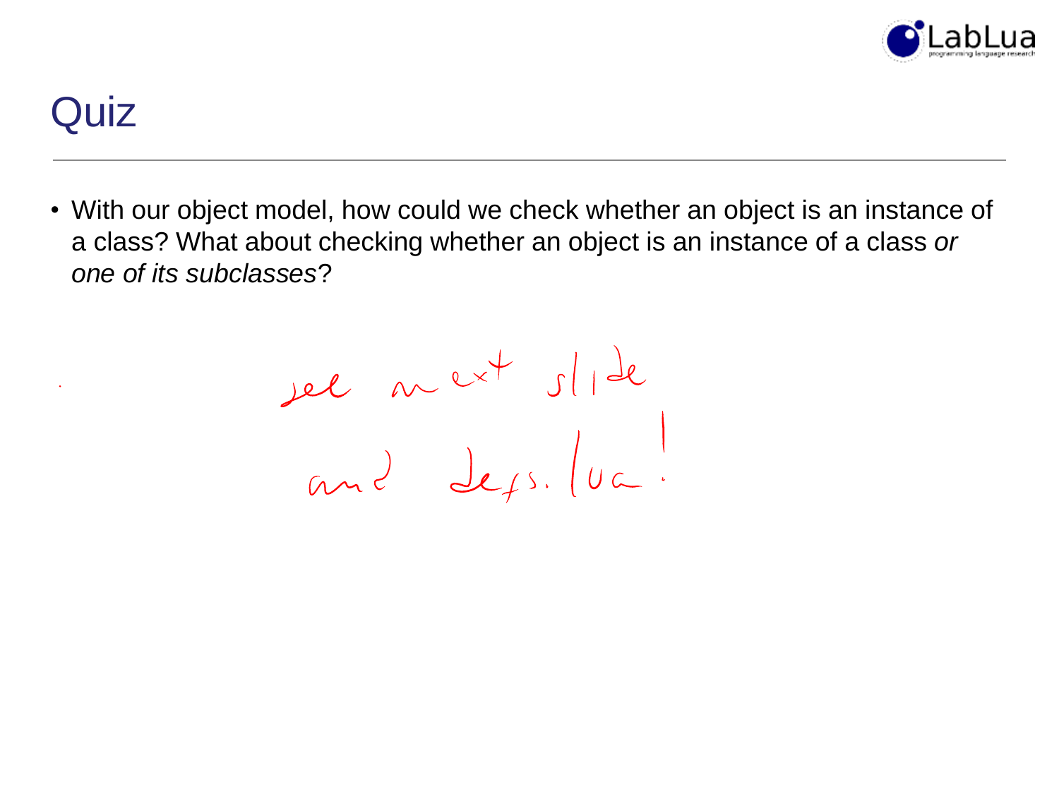# Quiz

- With our object model, how could we check whether an object is an instance of a class? What about checking whether an object is an instance of a class *or one of its subclasses*?

see next slide
and defs.lua!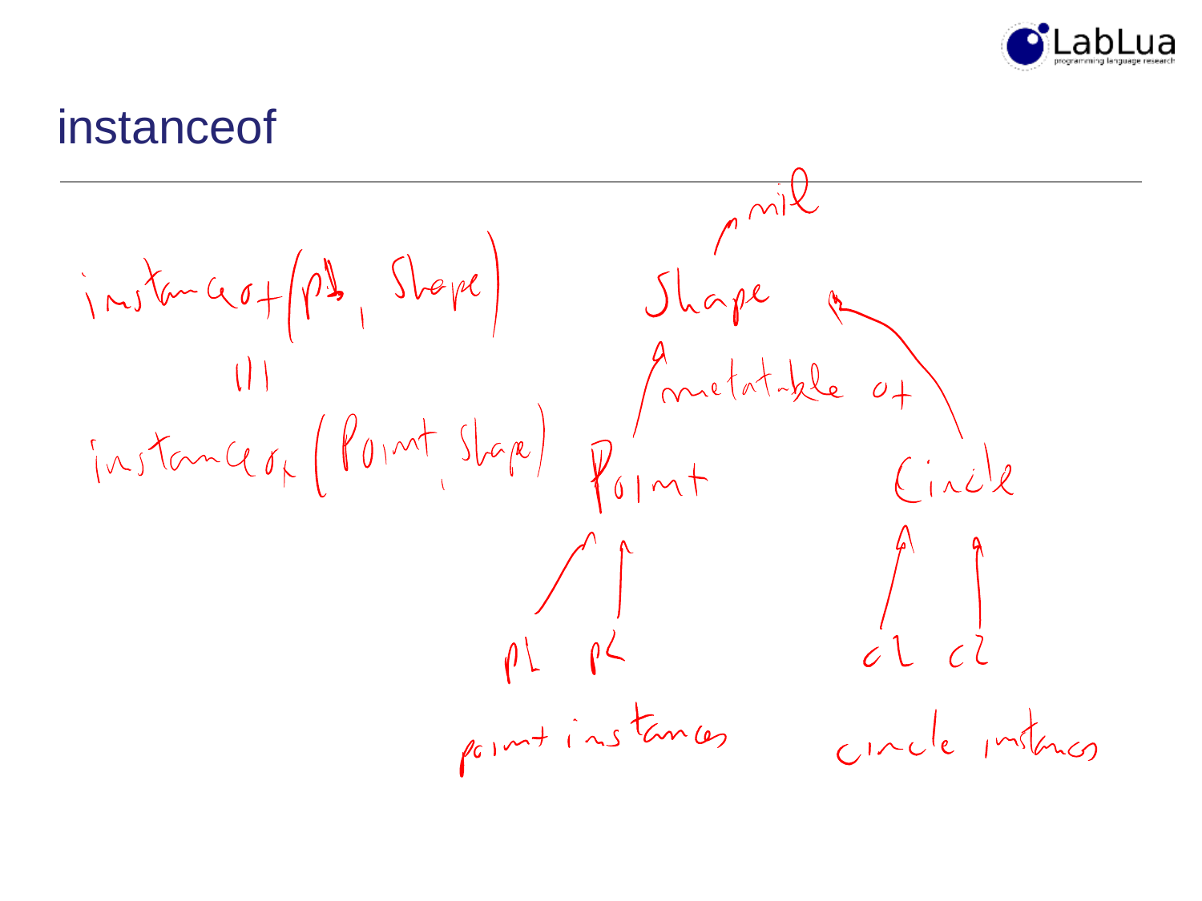# instanceof

instanceof(p1, Shape)

|||

instanceof(Point, Shape)

nil

Shape

metatable of

Point

Circle

p1 p2

c1 c2

point instances

circle instances